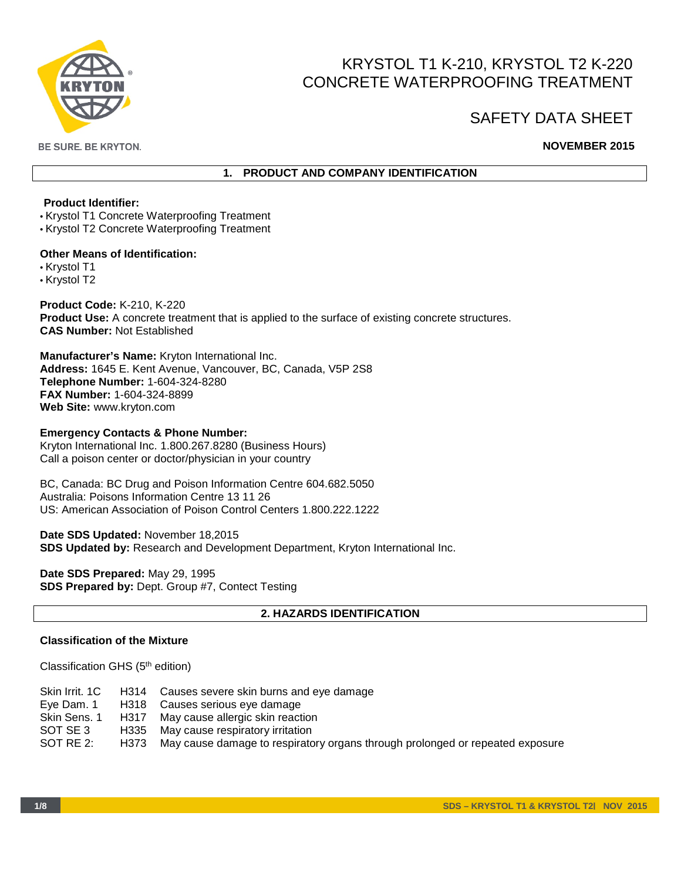BE SURE. BE KRYTON.

# KRYSTOL T1 K-210, KRYSTOL T2 K-220 CONCRETE WATERPROOFING TREATMENT

# SAFETY DATA SHEET

**NOVEMBER 2015**

## 1. PRODUCT AND COMPANY IDENTIFICATION

**Product Identifier:**

- Krystol T1 Concrete Waterproofing Treatment
- Krystol T2 Concrete Waterproofing Treatment

**Other Means of Identification:**

- Krystol T1
- Krystol T2

**Product Code:** K-210, K-220
**Product Use:** A concrete treatment that is applied to the surface of existing concrete structures.
**CAS Number:** Not Established

**Manufacturer's Name:** Kryton International Inc.
**Address:** 1645 E. Kent Avenue, Vancouver, BC, Canada, V5P 2S8
**Telephone Number:** 1-604-324-8280
**FAX Number:** 1-604-324-8899
**Web Site:** www.kryton.com

**Emergency Contacts & Phone Number:**
Kryton International Inc. 1.800.267.8280 (Business Hours)
Call a poison center or doctor/physician in your country

BC, Canada: BC Drug and Poison Information Centre 604.682.5050
Australia: Poisons Information Centre 13 11 26
US: American Association of Poison Control Centers 1.800.222.1222

**Date SDS Updated:** November 18,2015
**SDS Updated by:** Research and Development Department, Kryton International Inc.

**Date SDS Prepared:** May 29, 1995
**SDS Prepared by:** Dept. Group #7, Contect Testing

## 2. HAZARDS IDENTIFICATION

**Classification of the Mixture**

Classification GHS (5th edition)

| | | |
|---|---|---|
| Skin Irrit. 1C | H314 | Causes severe skin burns and eye damage |
| Eye Dam. 1 | H318 | Causes serious eye damage |
| Skin Sens. 1 | H317 | May cause allergic skin reaction |
| SOT SE 3 | H335 | May cause respiratory irritation |
| SOT RE 2: | H373 | May cause damage to respiratory organs through prolonged or repeated exposure |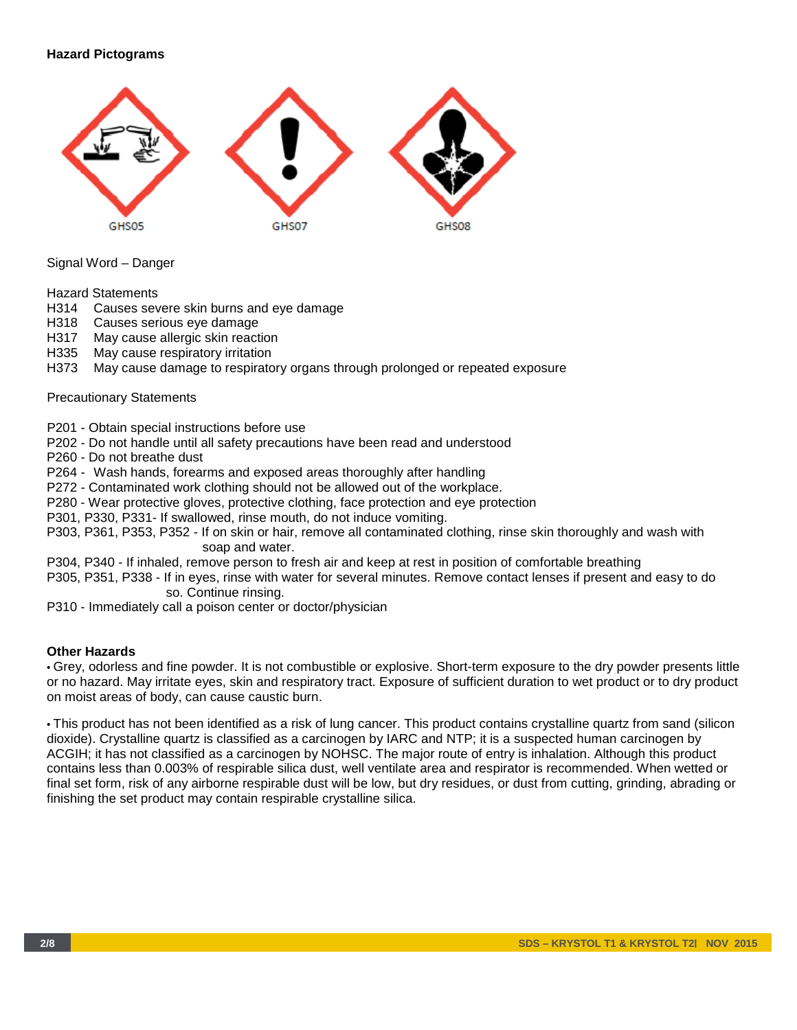**Hazard Pictograms**

GHS05 GHS07 GHS08

Signal Word – Danger

Hazard Statements

H314 Causes severe skin burns and eye damage
H318 Causes serious eye damage
H317 May cause allergic skin reaction
H335 May cause respiratory irritation
H373 May cause damage to respiratory organs through prolonged or repeated exposure

Precautionary Statements

P201 - Obtain special instructions before use
P202 - Do not handle until all safety precautions have been read and understood
P260 - Do not breathe dust
P264 - Wash hands, forearms and exposed areas thoroughly after handling
P272 - Contaminated work clothing should not be allowed out of the workplace.
P280 - Wear protective gloves, protective clothing, face protection and eye protection
P301, P330, P331- If swallowed, rinse mouth, do not induce vomiting.
P303, P361, P353, P352 - If on skin or hair, remove all contaminated clothing, rinse skin thoroughly and wash with soap and water.
P304, P340 - If inhaled, remove person to fresh air and keep at rest in position of comfortable breathing
P305, P351, P338 - If in eyes, rinse with water for several minutes. Remove contact lenses if present and easy to do so. Continue rinsing.
P310 - Immediately call a poison center or doctor/physician

**Other Hazards**

- Grey, odorless and fine powder. It is not combustible or explosive. Short-term exposure to the dry powder presents little or no hazard. May irritate eyes, skin and respiratory tract. Exposure of sufficient duration to wet product or to dry product on moist areas of body, can cause caustic burn.

- This product has not been identified as a risk of lung cancer. This product contains crystalline quartz from sand (silicon dioxide). Crystalline quartz is classified as a carcinogen by IARC and NTP; it is a suspected human carcinogen by ACGIH; it has not classified as a carcinogen by NOHSC. The major route of entry is inhalation. Although this product contains less than 0.003% of respirable silica dust, well ventilate area and respirator is recommended. When wetted or final set form, risk of any airborne respirable dust will be low, but dry residues, or dust from cutting, grinding, abrading or finishing the set product may contain respirable crystalline silica.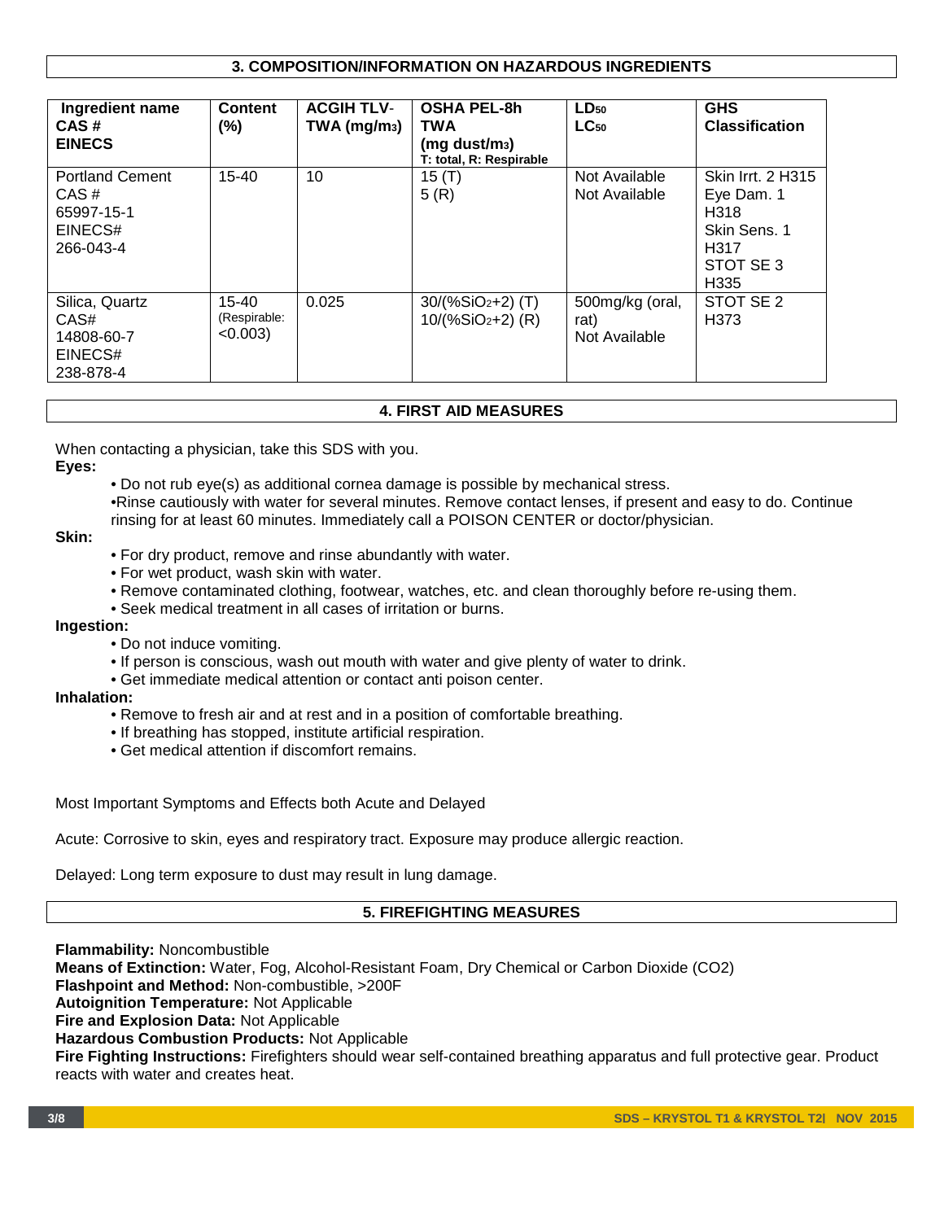## 3. COMPOSITION/INFORMATION ON HAZARDOUS INGREDIENTS

| Ingredient name CAS # EINECS | Content (%) | ACGIH TLV-TWA ($mg/m^3$) | OSHA PEL-8h TWA (mg dust/$m^3$) T: total, R: Respirable | $LD_{50}$ $LC_{50}$ | GHS Classification |
|---|---|---|---|---|---|
| Portland Cement CAS # 65997-15-1 EINECS# 266-043-4 | 15-40 | 10 | 15 (T) 5 (R) | Not Available Not Available | Skin Irrt. 2 H315 Eye Dam. 1 H318 Skin Sens. 1 H317 STOT SE 3 H335 |
| Silica, Quartz CAS# 14808-60-7 EINECS# 238-878-4 | 15-40 (Respirable: <0.003) | 0.025 | 30/(%$SiO_2$+2) (T) 10/(%$SiO_2$+2) (R) | 500mg/kg (oral, rat) Not Available | STOT SE 2 H373 |

## 4. FIRST AID MEASURES

When contacting a physician, take this SDS with you.

**Eyes:**

- Do not rub eye(s) as additional cornea damage is possible by mechanical stress.
- Rinse cautiously with water for several minutes. Remove contact lenses, if present and easy to do. Continue rinsing for at least 60 minutes. Immediately call a POISON CENTER or doctor/physician.

**Skin:**

- For dry product, remove and rinse abundantly with water.
- For wet product, wash skin with water.
- Remove contaminated clothing, footwear, watches, etc. and clean thoroughly before re-using them.
- Seek medical treatment in all cases of irritation or burns.

**Ingestion:**

- Do not induce vomiting.
- If person is conscious, wash out mouth with water and give plenty of water to drink.
- Get immediate medical attention or contact anti poison center.

**Inhalation:**

- Remove to fresh air and at rest and in a position of comfortable breathing.
- If breathing has stopped, institute artificial respiration.
- Get medical attention if discomfort remains.

Most Important Symptoms and Effects both Acute and Delayed

Acute: Corrosive to skin, eyes and respiratory tract. Exposure may produce allergic reaction.

Delayed: Long term exposure to dust may result in lung damage.

## 5. FIREFIGHTING MEASURES

**Flammability:** Noncombustible
**Means of Extinction:** Water, Fog, Alcohol-Resistant Foam, Dry Chemical or Carbon Dioxide ($CO_2$)
**Flashpoint and Method:** Non-combustible, >200F
**Autoignition Temperature:** Not Applicable
**Fire and Explosion Data:** Not Applicable
**Hazardous Combustion Products:** Not Applicable
**Fire Fighting Instructions:** Firefighters should wear self-contained breathing apparatus and full protective gear. Product reacts with water and creates heat.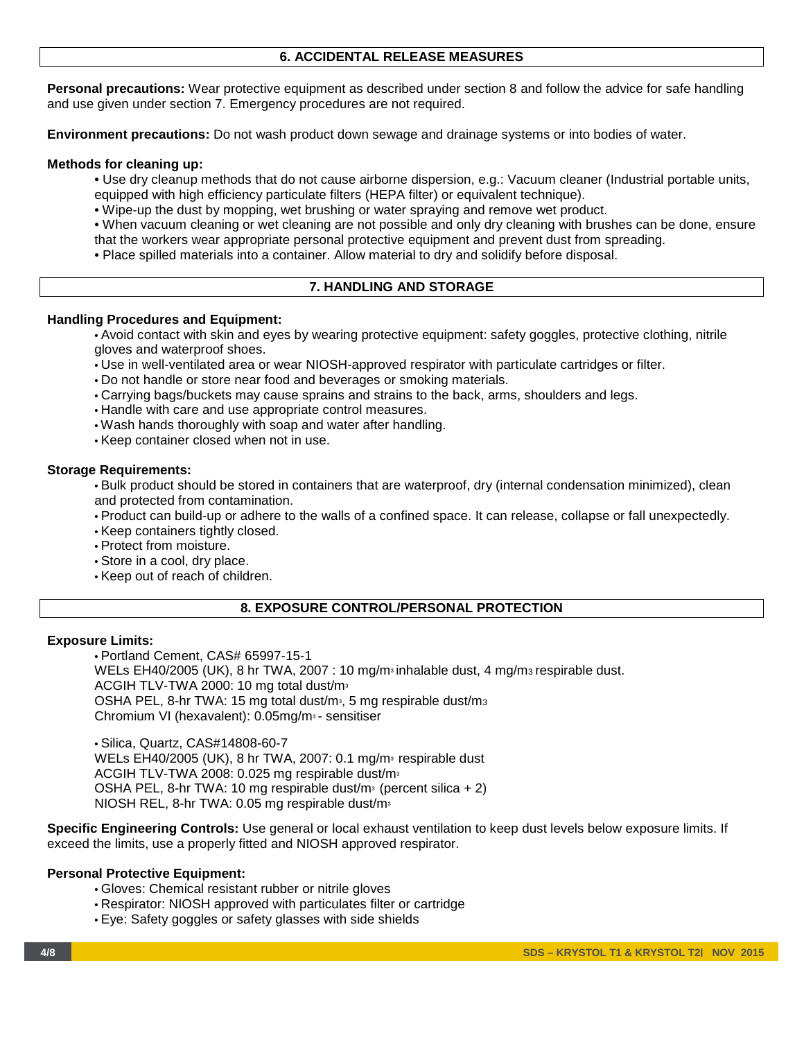## 6. ACCIDENTAL RELEASE MEASURES

**Personal precautions:** Wear protective equipment as described under section 8 and follow the advice for safe handling and use given under section 7. Emergency procedures are not required.

**Environment precautions:** Do not wash product down sewage and drainage systems or into bodies of water.

**Methods for cleaning up:**

- Use dry cleanup methods that do not cause airborne dispersion, e.g.: Vacuum cleaner (Industrial portable units, equipped with high efficiency particulate filters (HEPA filter) or equivalent technique).
- Wipe-up the dust by mopping, wet brushing or water spraying and remove wet product.
- When vacuum cleaning or wet cleaning are not possible and only dry cleaning with brushes can be done, ensure that the workers wear appropriate personal protective equipment and prevent dust from spreading.
- Place spilled materials into a container. Allow material to dry and solidify before disposal.

## 7. HANDLING AND STORAGE

**Handling Procedures and Equipment:**

- Avoid contact with skin and eyes by wearing protective equipment: safety goggles, protective clothing, nitrile gloves and waterproof shoes.
- Use in well-ventilated area or wear NIOSH-approved respirator with particulate cartridges or filter.
- Do not handle or store near food and beverages or smoking materials.
- Carrying bags/buckets may cause sprains and strains to the back, arms, shoulders and legs.
- Handle with care and use appropriate control measures.
- Wash hands thoroughly with soap and water after handling.
- Keep container closed when not in use.

**Storage Requirements:**

- Bulk product should be stored in containers that are waterproof, dry (internal condensation minimized), clean and protected from contamination.
- Product can build-up or adhere to the walls of a confined space. It can release, collapse or fall unexpectedly.
- Keep containers tightly closed.
- Protect from moisture.
- Store in a cool, dry place.
- Keep out of reach of children.

## 8. EXPOSURE CONTROL/PERSONAL PROTECTION

**Exposure Limits:**

- Portland Cement, CAS# 65997-15-1
  WELs EH40/2005 (UK), 8 hr TWA, 2007 : 10 mg/m$^3$ inhalable dust, 4 mg/m$^3$ respirable dust.
  ACGIH TLV-TWA 2000: 10 mg total dust/m$^3$
  OSHA PEL, 8-hr TWA: 15 mg total dust/m$^3$, 5 mg respirable dust/m$^3$
  Chromium VI (hexavalent): 0.05mg/m$^3$ - sensitiser

- Silica, Quartz, CAS#14808-60-7
  WELs EH40/2005 (UK), 8 hr TWA, 2007: 0.1 mg/m$^3$ respirable dust
  ACGIH TLV-TWA 2008: 0.025 mg respirable dust/m$^3$
  OSHA PEL, 8-hr TWA: 10 mg respirable dust/m$^3$ (percent silica + 2)
  NIOSH REL, 8-hr TWA: 0.05 mg respirable dust/m$^3$

**Specific Engineering Controls:** Use general or local exhaust ventilation to keep dust levels below exposure limits. If exceed the limits, use a properly fitted and NIOSH approved respirator.

**Personal Protective Equipment:**

- Gloves: Chemical resistant rubber or nitrile gloves
- Respirator: NIOSH approved with particulates filter or cartridge
- Eye: Safety goggles or safety glasses with side shields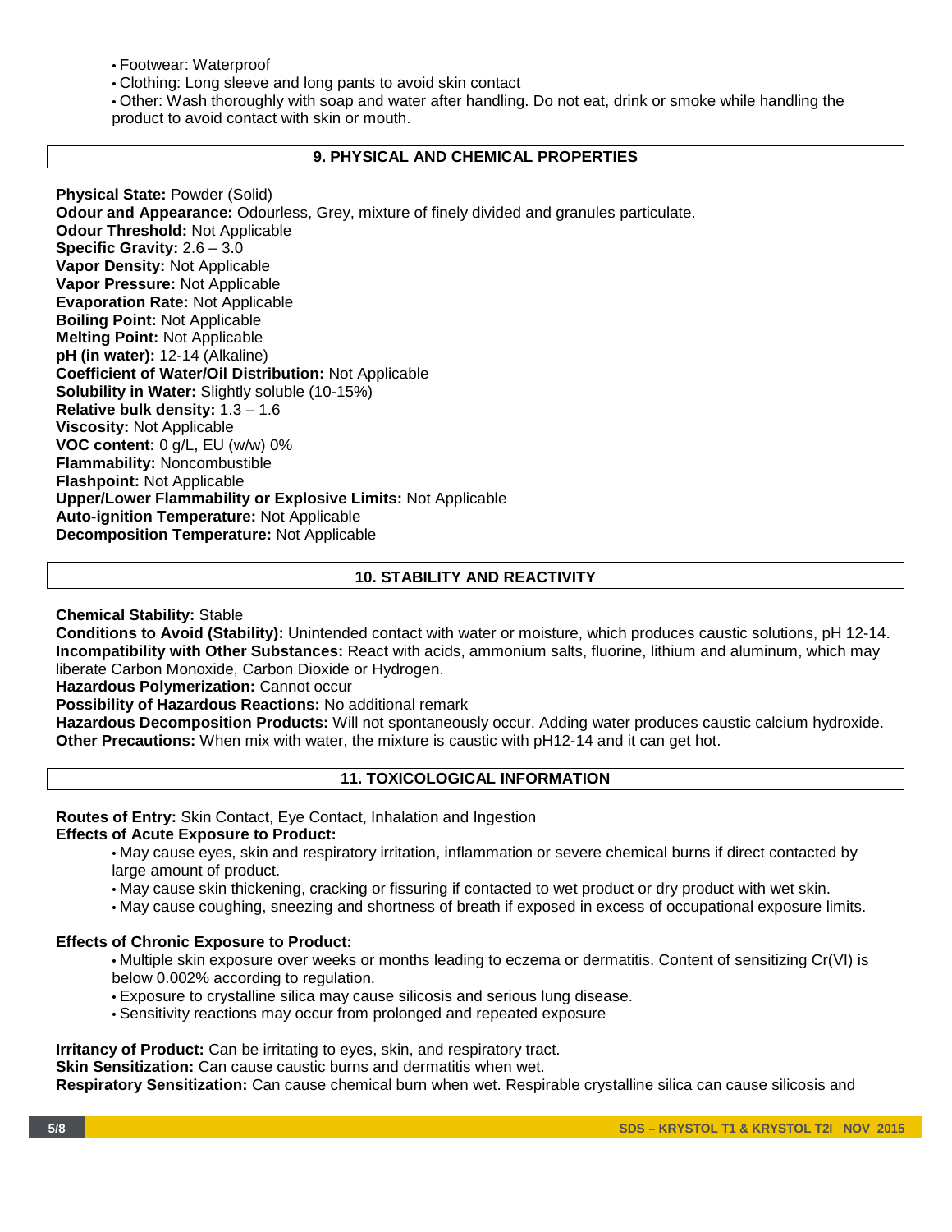- Footwear: Waterproof
- Clothing: Long sleeve and long pants to avoid skin contact
- Other: Wash thoroughly with soap and water after handling. Do not eat, drink or smoke while handling the product to avoid contact with skin or mouth.

## 9. PHYSICAL AND CHEMICAL PROPERTIES

**Physical State:** Powder (Solid)
**Odour and Appearance:** Odourless, Grey, mixture of finely divided and granules particulate.
**Odour Threshold:** Not Applicable
**Specific Gravity:** 2.6 – 3.0
**Vapor Density:** Not Applicable
**Vapor Pressure:** Not Applicable
**Evaporation Rate:** Not Applicable
**Boiling Point:** Not Applicable
**Melting Point:** Not Applicable
**pH (in water):** 12-14 (Alkaline)
**Coefficient of Water/Oil Distribution:** Not Applicable
**Solubility in Water:** Slightly soluble (10-15%)
**Relative bulk density:** 1.3 – 1.6
**Viscosity:** Not Applicable
**VOC content:** 0 g/L, EU (w/w) 0%
**Flammability:** Noncombustible
**Flashpoint:** Not Applicable
**Upper/Lower Flammability or Explosive Limits:** Not Applicable
**Auto-ignition Temperature:** Not Applicable
**Decomposition Temperature:** Not Applicable

## 10. STABILITY AND REACTIVITY

**Chemical Stability:** Stable
**Conditions to Avoid (Stability):** Unintended contact with water or moisture, which produces caustic solutions, pH 12-14.
**Incompatibility with Other Substances:** React with acids, ammonium salts, fluorine, lithium and aluminum, which may liberate Carbon Monoxide, Carbon Dioxide or Hydrogen.
**Hazardous Polymerization:** Cannot occur
**Possibility of Hazardous Reactions:** No additional remark
**Hazardous Decomposition Products:** Will not spontaneously occur. Adding water produces caustic calcium hydroxide.
**Other Precautions:** When mix with water, the mixture is caustic with pH12-14 and it can get hot.

## 11. TOXICOLOGICAL INFORMATION

**Routes of Entry:** Skin Contact, Eye Contact, Inhalation and Ingestion
**Effects of Acute Exposure to Product:**

- May cause eyes, skin and respiratory irritation, inflammation or severe chemical burns if direct contacted by large amount of product.
- May cause skin thickening, cracking or fissuring if contacted to wet product or dry product with wet skin.
- May cause coughing, sneezing and shortness of breath if exposed in excess of occupational exposure limits.

**Effects of Chronic Exposure to Product:**

- Multiple skin exposure over weeks or months leading to eczema or dermatitis. Content of sensitizing Cr(VI) is below 0.002% according to regulation.
- Exposure to crystalline silica may cause silicosis and serious lung disease.
- Sensitivity reactions may occur from prolonged and repeated exposure

**Irritancy of Product:** Can be irritating to eyes, skin, and respiratory tract.
**Skin Sensitization:** Can cause caustic burns and dermatitis when wet.
**Respiratory Sensitization:** Can cause chemical burn when wet. Respirable crystalline silica can cause silicosis and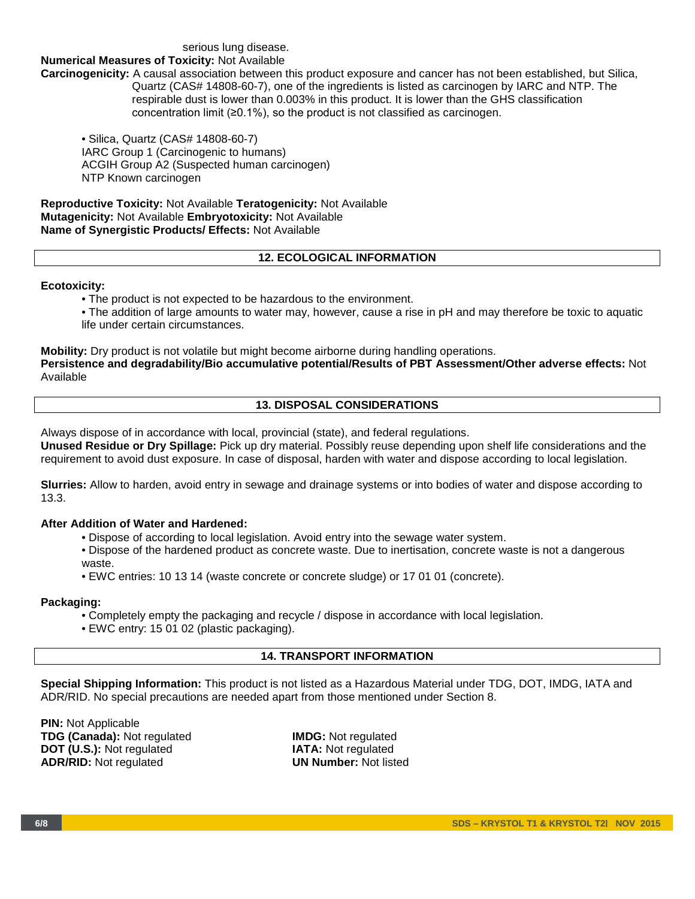serious lung disease.

**Numerical Measures of Toxicity:** Not Available

**Carcinogenicity:** A causal association between this product exposure and cancer has not been established, but Silica, Quartz (CAS# 14808-60-7), one of the ingredients is listed as carcinogen by IARC and NTP. The respirable dust is lower than 0.003% in this product. It is lower than the GHS classification concentration limit (≥0.1%), so the product is not classified as carcinogen.

- Silica, Quartz (CAS# 14808-60-7)
  IARC Group 1 (Carcinogenic to humans)
  ACGIH Group A2 (Suspected human carcinogen)
  NTP Known carcinogen

**Reproductive Toxicity:** Not Available **Teratogenicity:** Not Available
**Mutagenicity:** Not Available **Embryotoxicity:** Not Available
**Name of Synergistic Products/ Effects:** Not Available

## 12. ECOLOGICAL INFORMATION

**Ecotoxicity:**

- The product is not expected to be hazardous to the environment.
- The addition of large amounts to water may, however, cause a rise in pH and may therefore be toxic to aquatic life under certain circumstances.

**Mobility:** Dry product is not volatile but might become airborne during handling operations.
**Persistence and degradability/Bio accumulative potential/Results of PBT Assessment/Other adverse effects:** Not Available

## 13. DISPOSAL CONSIDERATIONS

Always dispose of in accordance with local, provincial (state), and federal regulations.
**Unused Residue or Dry Spillage:** Pick up dry material. Possibly reuse depending upon shelf life considerations and the requirement to avoid dust exposure. In case of disposal, harden with water and dispose according to local legislation.

**Slurries:** Allow to harden, avoid entry in sewage and drainage systems or into bodies of water and dispose according to 13.3.

**After Addition of Water and Hardened:**

- Dispose of according to local legislation. Avoid entry into the sewage water system.
- Dispose of the hardened product as concrete waste. Due to inertisation, concrete waste is not a dangerous waste.
- EWC entries: 10 13 14 (waste concrete or concrete sludge) or 17 01 01 (concrete).

**Packaging:**

- Completely empty the packaging and recycle / dispose in accordance with local legislation.
- EWC entry: 15 01 02 (plastic packaging).

## 14. TRANSPORT INFORMATION

**Special Shipping Information:** This product is not listed as a Hazardous Material under TDG, DOT, IMDG, IATA and ADR/RID. No special precautions are needed apart from those mentioned under Section 8.

**PIN:** Not Applicable
**TDG (Canada):** Not regulated
**DOT (U.S.):** Not regulated
**ADR/RID:** Not regulated
**IMDG:** Not regulated
**IATA:** Not regulated
**UN Number:** Not listed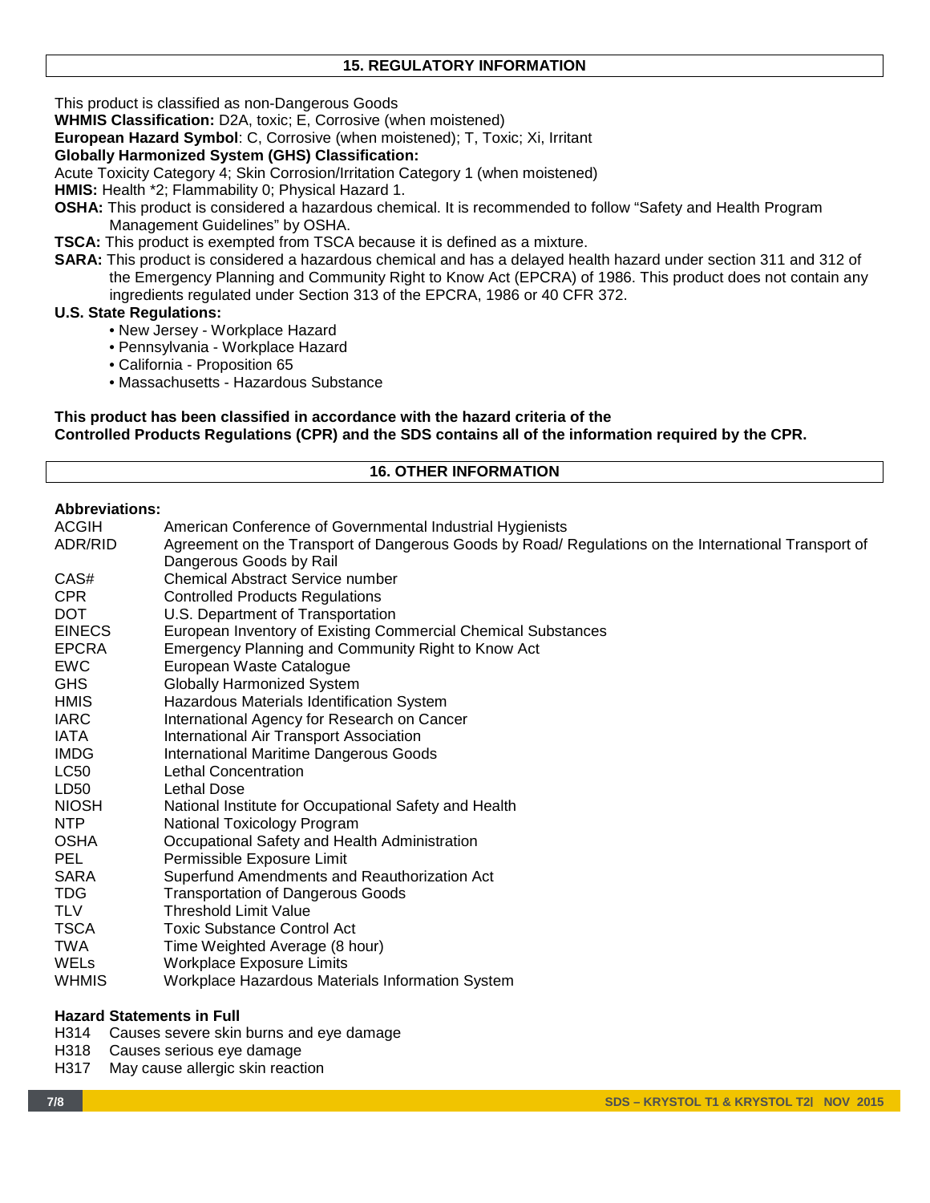## 15. REGULATORY INFORMATION

This product is classified as non-Dangerous Goods

**WHMIS Classification:** D2A, toxic; E, Corrosive (when moistened)

**European Hazard Symbol**: C, Corrosive (when moistened); T, Toxic; Xi, Irritant

**Globally Harmonized System (GHS) Classification:**

Acute Toxicity Category 4; Skin Corrosion/Irritation Category 1 (when moistened)

**HMIS:** Health *2; Flammability 0; Physical Hazard 1.

**OSHA:** This product is considered a hazardous chemical. It is recommended to follow "Safety and Health Program Management Guidelines" by OSHA.

**TSCA:** This product is exempted from TSCA because it is defined as a mixture.

**SARA:** This product is considered a hazardous chemical and has a delayed health hazard under section 311 and 312 of the Emergency Planning and Community Right to Know Act (EPCRA) of 1986. This product does not contain any ingredients regulated under Section 313 of the EPCRA, 1986 or 40 CFR 372.

**U.S. State Regulations:**

- New Jersey - Workplace Hazard
- Pennsylvania - Workplace Hazard
- California - Proposition 65
- Massachusetts - Hazardous Substance

**This product has been classified in accordance with the hazard criteria of the Controlled Products Regulations (CPR) and the SDS contains all of the information required by the CPR.**

## 16. OTHER INFORMATION

**Abbreviations:**

| | |
|---|---|
| ACGIH | American Conference of Governmental Industrial Hygienists |
| ADR/RID | Agreement on the Transport of Dangerous Goods by Road/ Regulations on the International Transport of Dangerous Goods by Rail |
| CAS# | Chemical Abstract Service number |
| CPR | Controlled Products Regulations |
| DOT | U.S. Department of Transportation |
| EINECS | European Inventory of Existing Commercial Chemical Substances |
| EPCRA | Emergency Planning and Community Right to Know Act |
| EWC | European Waste Catalogue |
| GHS | Globally Harmonized System |
| HMIS | Hazardous Materials Identification System |
| IARC | International Agency for Research on Cancer |
| IATA | International Air Transport Association |
| IMDG | International Maritime Dangerous Goods |
| LC50 | Lethal Concentration |
| LD50 | Lethal Dose |
| NIOSH | National Institute for Occupational Safety and Health |
| NTP | National Toxicology Program |
| OSHA | Occupational Safety and Health Administration |
| PEL | Permissible Exposure Limit |
| SARA | Superfund Amendments and Reauthorization Act |
| TDG | Transportation of Dangerous Goods |
| TLV | Threshold Limit Value |
| TSCA | Toxic Substance Control Act |
| TWA | Time Weighted Average (8 hour) |
| WELs | Workplace Exposure Limits |
| WHMIS | Workplace Hazardous Materials Information System |

**Hazard Statements in Full**

H314 Causes severe skin burns and eye damage

H318 Causes serious eye damage

H317 May cause allergic skin reaction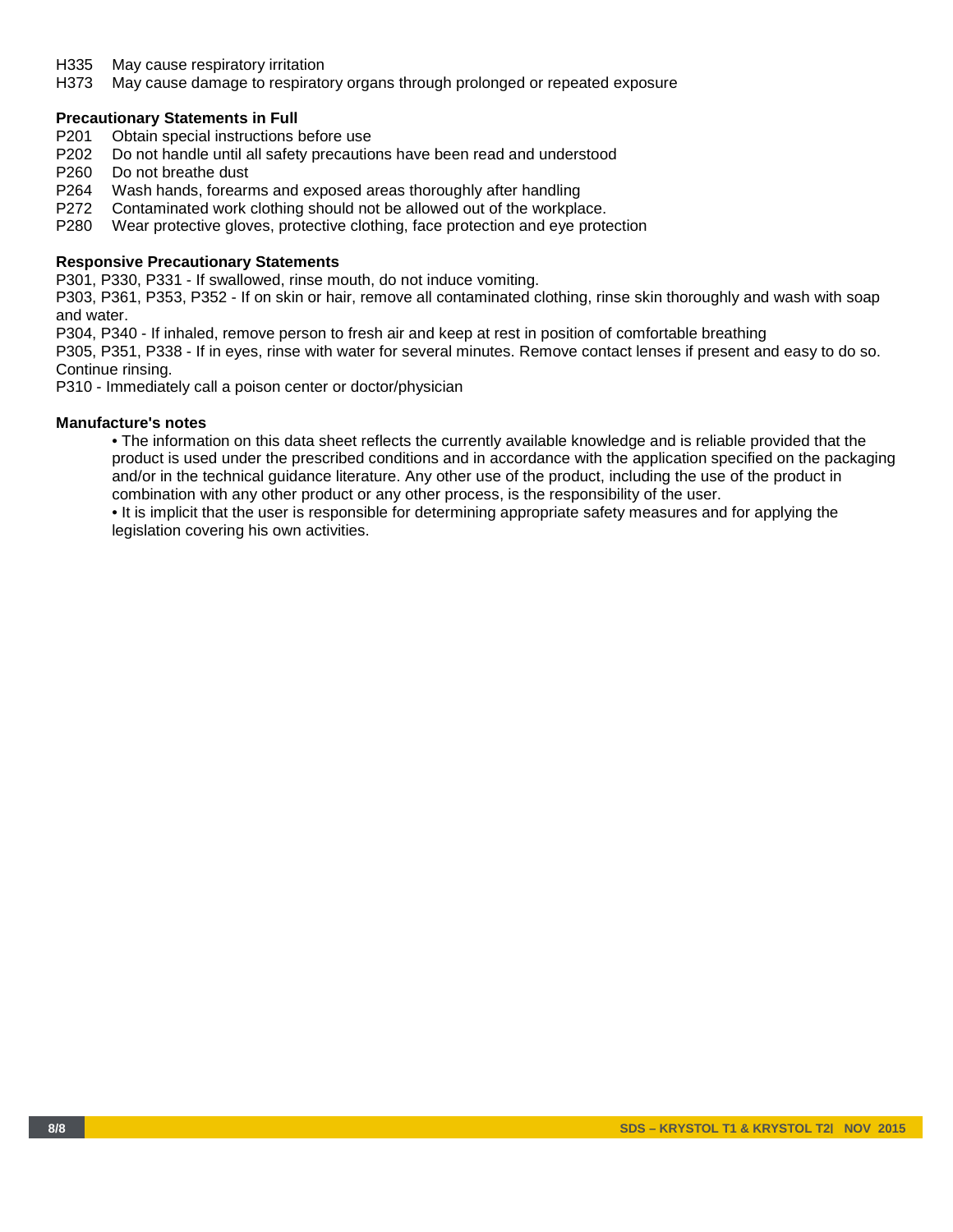H335 May cause respiratory irritation
H373 May cause damage to respiratory organs through prolonged or repeated exposure

**Precautionary Statements in Full**

P201 Obtain special instructions before use
P202 Do not handle until all safety precautions have been read and understood
P260 Do not breathe dust
P264 Wash hands, forearms and exposed areas thoroughly after handling
P272 Contaminated work clothing should not be allowed out of the workplace.
P280 Wear protective gloves, protective clothing, face protection and eye protection

**Responsive Precautionary Statements**

P301, P330, P331 - If swallowed, rinse mouth, do not induce vomiting.
P303, P361, P353, P352 - If on skin or hair, remove all contaminated clothing, rinse skin thoroughly and wash with soap and water.
P304, P340 - If inhaled, remove person to fresh air and keep at rest in position of comfortable breathing
P305, P351, P338 - If in eyes, rinse with water for several minutes. Remove contact lenses if present and easy to do so. Continue rinsing.
P310 - Immediately call a poison center or doctor/physician

**Manufacture's notes**

- The information on this data sheet reflects the currently available knowledge and is reliable provided that the product is used under the prescribed conditions and in accordance with the application specified on the packaging and/or in the technical guidance literature. Any other use of the product, including the use of the product in combination with any other product or any other process, is the responsibility of the user.
- It is implicit that the user is responsible for determining appropriate safety measures and for applying the legislation covering his own activities.